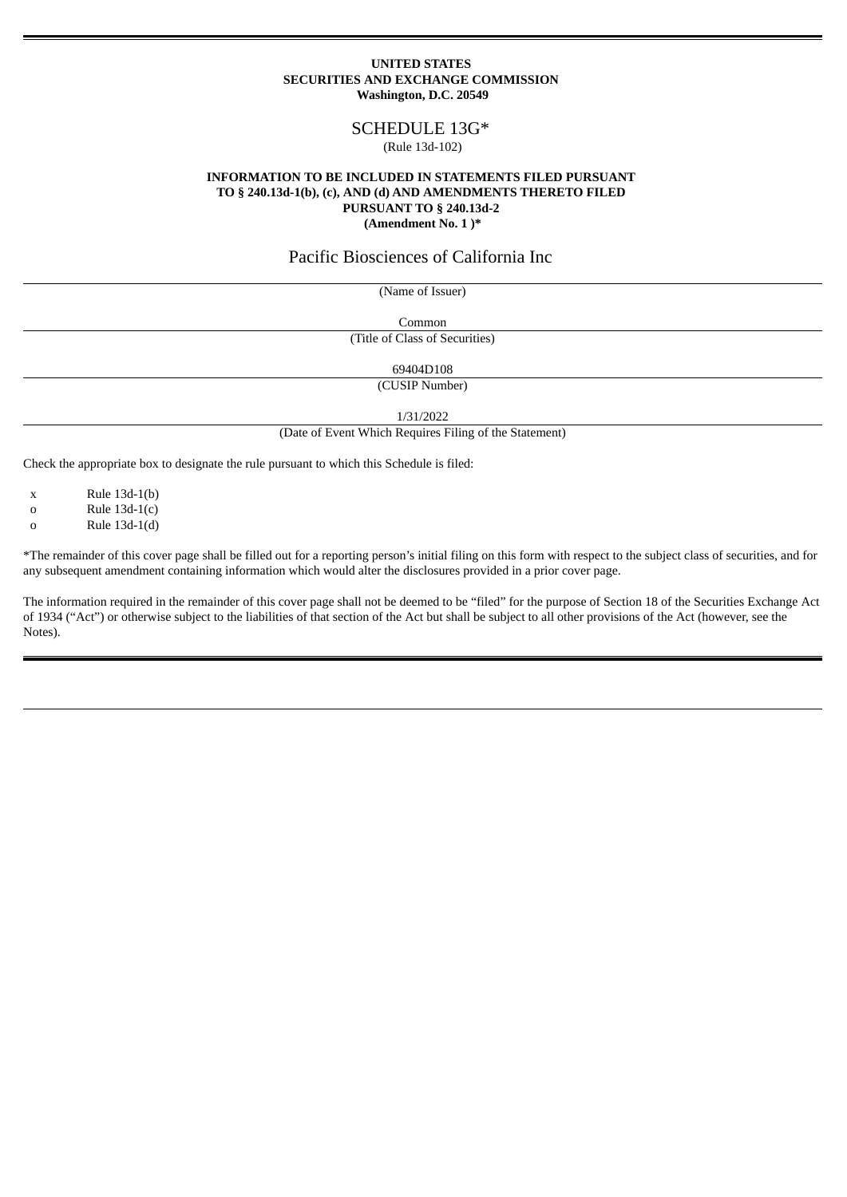**UNITED STATES**
**SECURITIES AND EXCHANGE COMMISSION**
**Washington, D.C. 20549**

# SCHEDULE 13G*

(Rule 13d-102)

**INFORMATION TO BE INCLUDED IN STATEMENTS FILED PURSUANT TO § 240.13d-1(b), (c), AND (d) AND AMENDMENTS THERETO FILED PURSUANT TO § 240.13d-2**
**(Amendment No. 1 )***

## Pacific Biosciences of California Inc

(Name of Issuer)

Common

(Title of Class of Securities)

69404D108

(CUSIP Number)

1/31/2022

(Date of Event Which Requires Filing of the Statement)

Check the appropriate box to designate the rule pursuant to which this Schedule is filed:

x Rule 13d-1(b)
o Rule 13d-1(c)
o Rule 13d-1(d)

*The remainder of this cover page shall be filled out for a reporting person's initial filing on this form with respect to the subject class of securities, and for any subsequent amendment containing information which would alter the disclosures provided in a prior cover page.

The information required in the remainder of this cover page shall not be deemed to be "filed" for the purpose of Section 18 of the Securities Exchange Act of 1934 ("Act") or otherwise subject to the liabilities of that section of the Act but shall be subject to all other provisions of the Act (however, see the Notes).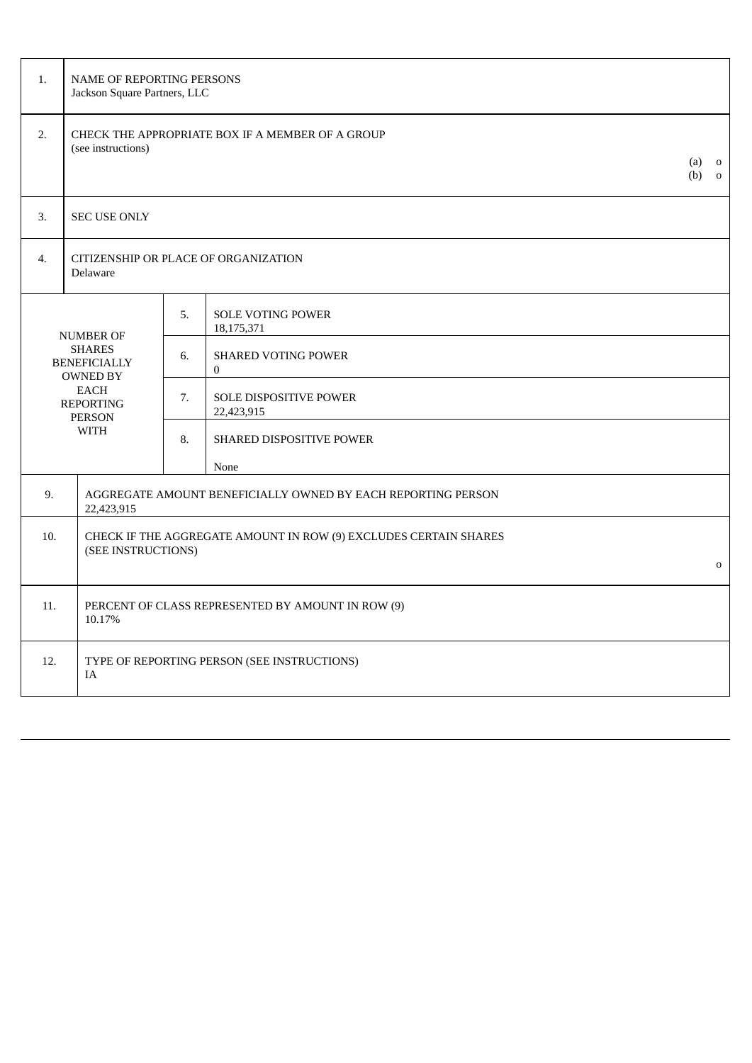| | |
|---|---|
| 1. | NAME OF REPORTING PERSONS<br>Jackson Square Partners, LLC |
| 2. | CHECK THE APPROPRIATE BOX IF A MEMBER OF A GROUP<br>(see instructions)<br>(a) o<br>(b) o |
| 3. | SEC USE ONLY |
| 4. | CITIZENSHIP OR PLACE OF ORGANIZATION<br>Delaware |

| NUMBER OF SHARES BENEFICIALLY OWNED BY EACH REPORTING PERSON WITH | | |
|---|---|---|
| | 5. | SOLE VOTING POWER<br>18,175,371 |
| | 6. | SHARED VOTING POWER<br>0 |
| | 7. | SOLE DISPOSITIVE POWER<br>22,423,915 |
| | 8. | SHARED DISPOSITIVE POWER<br>None |

| | |
|---|---|
| 9. | AGGREGATE AMOUNT BENEFICIALLY OWNED BY EACH REPORTING PERSON<br>22,423,915 |
| 10. | CHECK IF THE AGGREGATE AMOUNT IN ROW (9) EXCLUDES CERTAIN SHARES<br>(SEE INSTRUCTIONS)<br>o |
| 11. | PERCENT OF CLASS REPRESENTED BY AMOUNT IN ROW (9)<br>10.17% |
| 12. | TYPE OF REPORTING PERSON (SEE INSTRUCTIONS)<br>IA |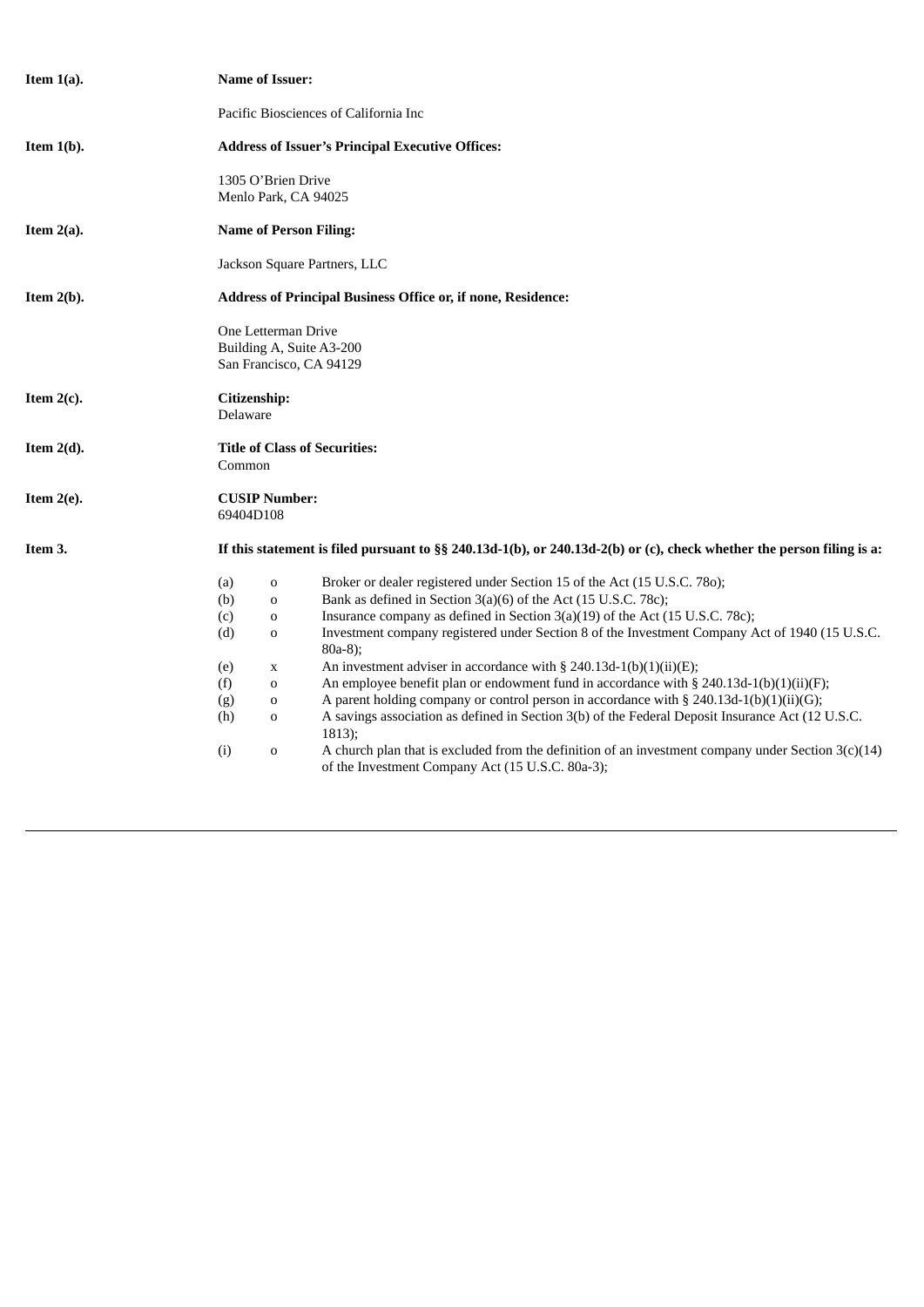**Item 1(a).** **Name of Issuer:**

Pacific Biosciences of California Inc

**Item 1(b).** **Address of Issuer's Principal Executive Offices:**

1305 O'Brien Drive
Menlo Park, CA 94025

**Item 2(a).** **Name of Person Filing:**

Jackson Square Partners, LLC

**Item 2(b).** **Address of Principal Business Office or, if none, Residence:**

One Letterman Drive
Building A, Suite A3-200
San Francisco, CA 94129

**Item 2(c).** **Citizenship:**
Delaware

**Item 2(d).** **Title of Class of Securities:**
Common

**Item 2(e).** **CUSIP Number:**
69404D108

**Item 3.** **If this statement is filed pursuant to §§ 240.13d-1(b), or 240.13d-2(b) or (c), check whether the person filing is a:**

| | | |
|---|---|---|
| (a) | o | Broker or dealer registered under Section 15 of the Act (15 U.S.C. 78o); |
| (b) | o | Bank as defined in Section 3(a)(6) of the Act (15 U.S.C. 78c); |
| (c) | o | Insurance company as defined in Section 3(a)(19) of the Act (15 U.S.C. 78c); |
| (d) | o | Investment company registered under Section 8 of the Investment Company Act of 1940 (15 U.S.C. 80a-8); |
| (e) | x | An investment adviser in accordance with § 240.13d-1(b)(1)(ii)(E); |
| (f) | o | An employee benefit plan or endowment fund in accordance with § 240.13d-1(b)(1)(ii)(F); |
| (g) | o | A parent holding company or control person in accordance with § 240.13d-1(b)(1)(ii)(G); |
| (h) | o | A savings association as defined in Section 3(b) of the Federal Deposit Insurance Act (12 U.S.C. 1813); |
| (i) | o | A church plan that is excluded from the definition of an investment company under Section 3(c)(14) of the Investment Company Act (15 U.S.C. 80a-3); |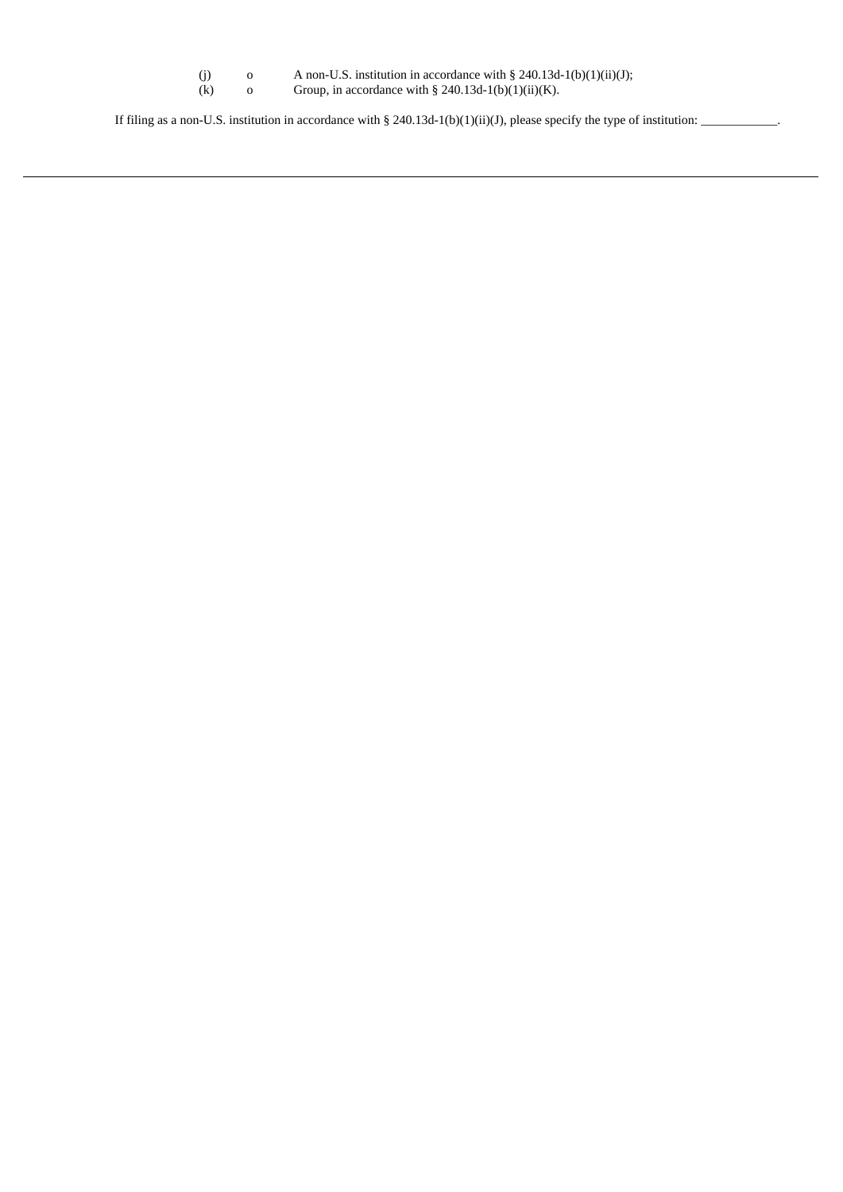(j) o A non-U.S. institution in accordance with § 240.13d-1(b)(1)(ii)(J);

(k) o Group, in accordance with § 240.13d-1(b)(1)(ii)(K).

If filing as a non-U.S. institution in accordance with § 240.13d-1(b)(1)(ii)(J), please specify the type of institution: ____________.

---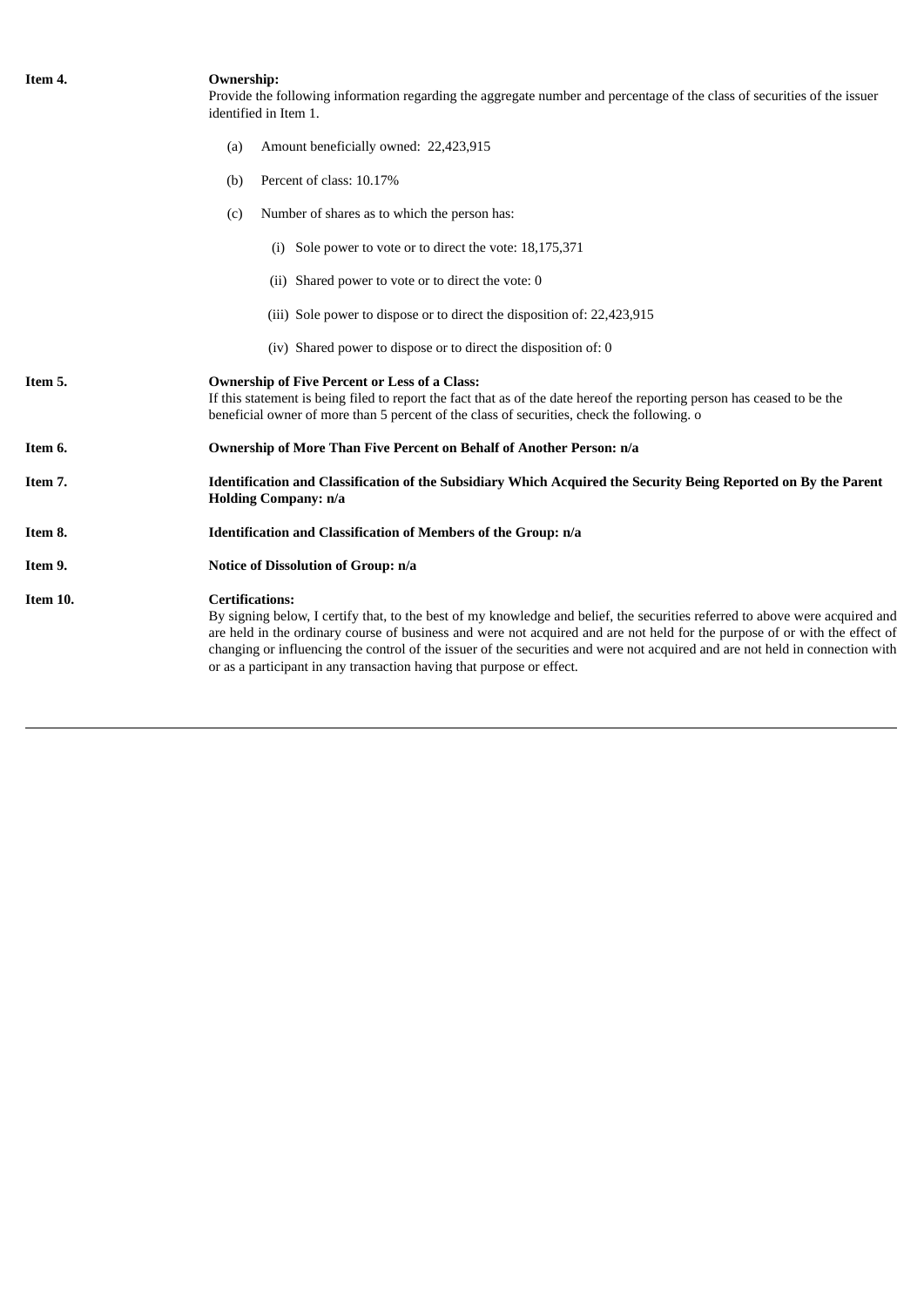**Item 4.** **Ownership:**

Provide the following information regarding the aggregate number and percentage of the class of securities of the issuer identified in Item 1.

(a) Amount beneficially owned: 22,423,915

(b) Percent of class: 10.17%

(c) Number of shares as to which the person has:

(i) Sole power to vote or to direct the vote: 18,175,371

(ii) Shared power to vote or to direct the vote: 0

(iii) Sole power to dispose or to direct the disposition of: 22,423,915

(iv) Shared power to dispose or to direct the disposition of: 0

**Item 5.** **Ownership of Five Percent or Less of a Class:**

If this statement is being filed to report the fact that as of the date hereof the reporting person has ceased to be the beneficial owner of more than 5 percent of the class of securities, check the following. o

**Item 6.** **Ownership of More Than Five Percent on Behalf of Another Person: n/a**

**Item 7.** **Identification and Classification of the Subsidiary Which Acquired the Security Being Reported on By the Parent Holding Company: n/a**

**Item 8.** **Identification and Classification of Members of the Group: n/a**

**Item 9.** **Notice of Dissolution of Group: n/a**

**Item 10.** **Certifications:**

By signing below, I certify that, to the best of my knowledge and belief, the securities referred to above were acquired and are held in the ordinary course of business and were not acquired and are not held for the purpose of or with the effect of changing or influencing the control of the issuer of the securities and were not acquired and are not held in connection with or as a participant in any transaction having that purpose or effect.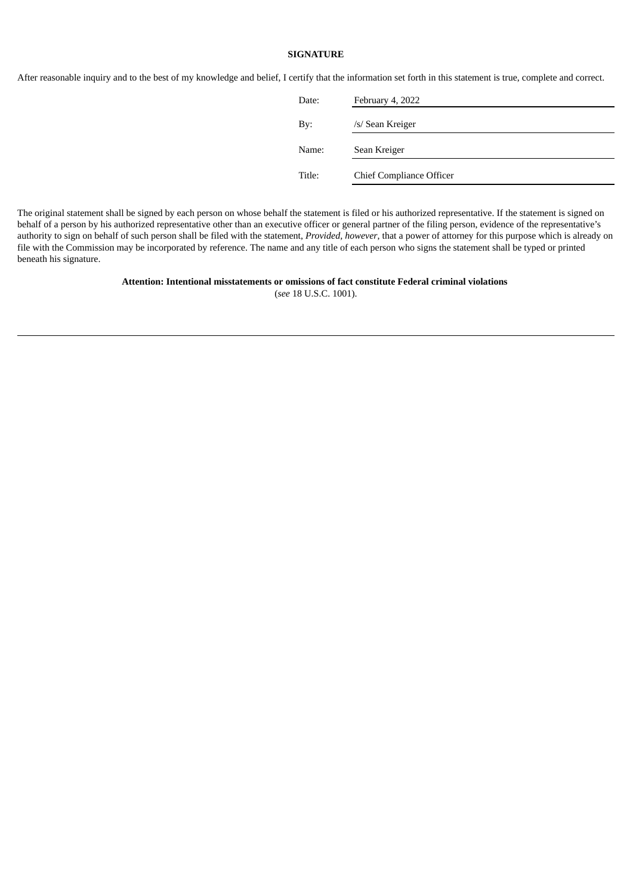**SIGNATURE**

After reasonable inquiry and to the best of my knowledge and belief, I certify that the information set forth in this statement is true, complete and correct.

| | |
|---|---|
| Date: | February 4, 2022 |
| By: | /s/ Sean Kreiger |
| Name: | Sean Kreiger |
| Title: | Chief Compliance Officer |

The original statement shall be signed by each person on whose behalf the statement is filed or his authorized representative. If the statement is signed on behalf of a person by his authorized representative other than an executive officer or general partner of the filing person, evidence of the representative's authority to sign on behalf of such person shall be filed with the statement, *Provided, however,* that a power of attorney for this purpose which is already on file with the Commission may be incorporated by reference. The name and any title of each person who signs the statement shall be typed or printed beneath his signature.

**Attention: Intentional misstatements or omissions of fact constitute Federal criminal violations**
(*see* 18 U.S.C. 1001).